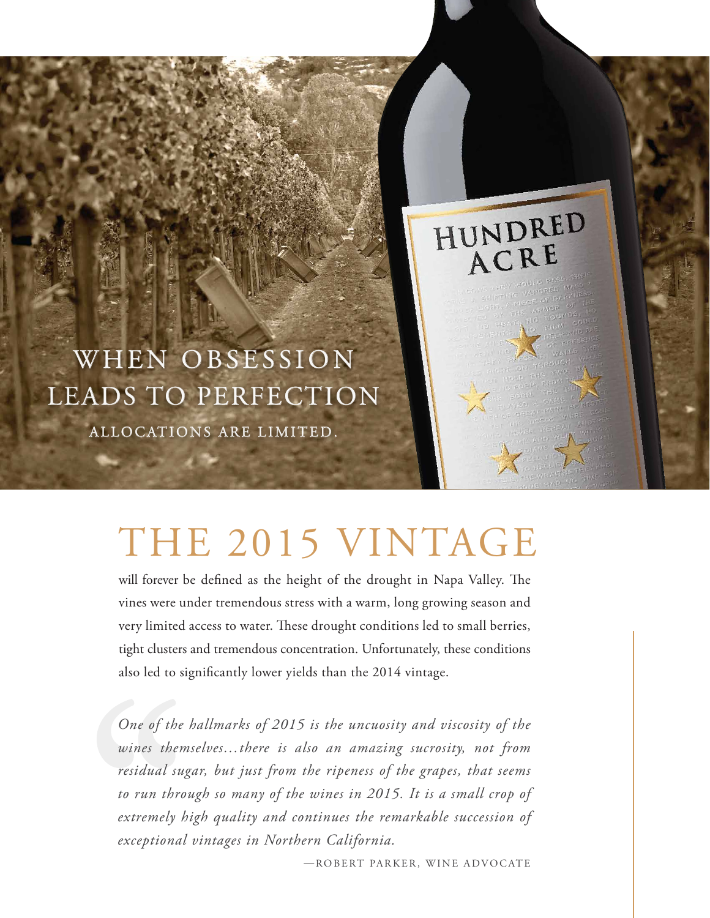WHEN OBSESSION LEADS TO PERFECTION

ALLOCATIONS ARE LIMITED.

# THE 2015 VINTAGE

will forever be defined as the height of the drought in Napa Valley. The vines were under tremendous stress with a warm, long growing season and very limited access to water. These drought conditions led to small berries, tight clusters and tremendous concentration. Unfortunately, these conditions also led to significantly lower yields than the 2014 vintage.

> *One of the hallmarks of 2015 is the uncuosity and viscosity of the wines themselves…there is also an amazing sucrosity, not from residual sugar, but just from the ripeness of the grapes, that seems to run through so many of the wines in 2015. It is a small crop of extremely high quality and continues the remarkable succession of exceptional vintages in Northern California.*
>
> —ROBERT PARKER, WINE ADVOCATE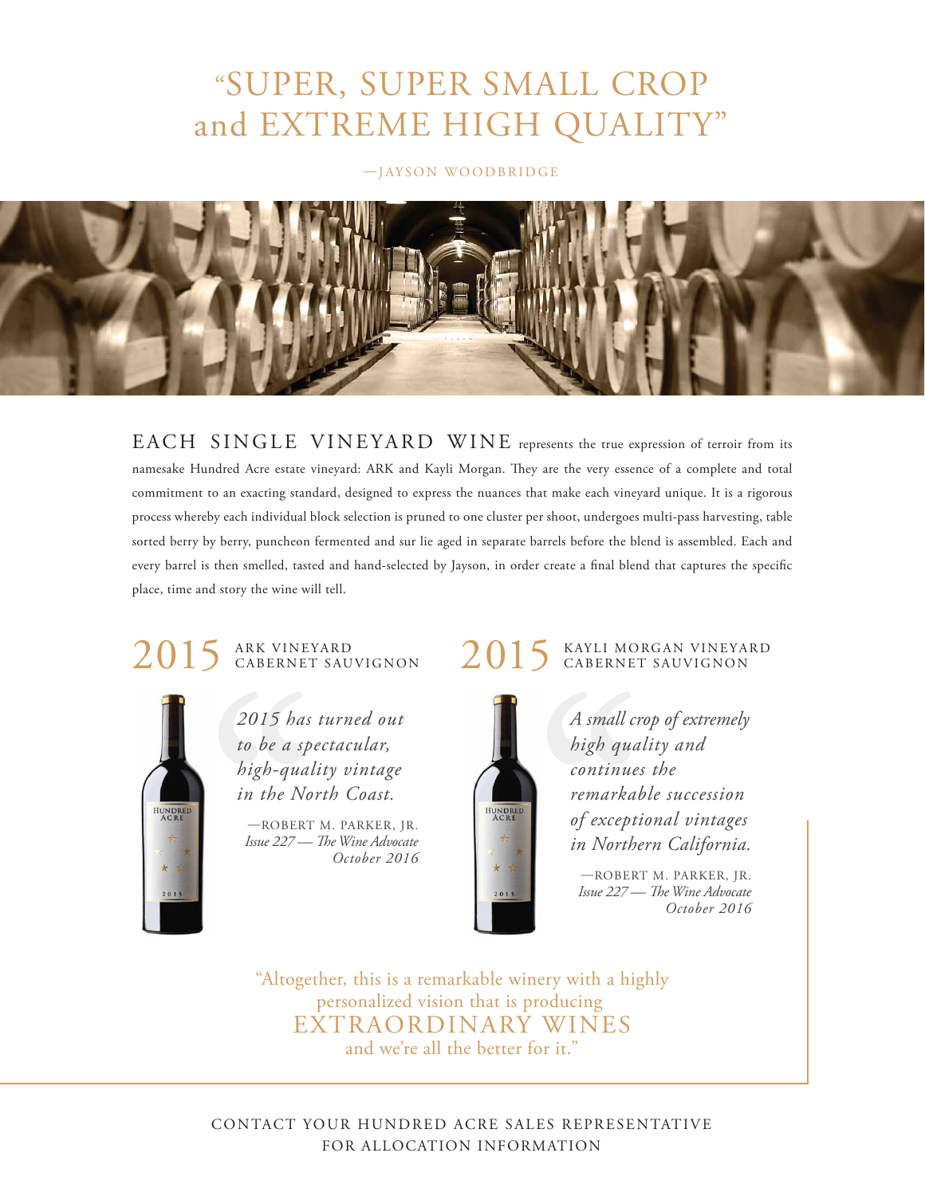# "SUPER, SUPER SMALL CROP and EXTREME HIGH QUALITY"

—JAYSON WOODBRIDGE

EACH SINGLE VINEYARD WINE represents the true expression of terroir from its namesake Hundred Acre estate vineyard: ARK and Kayli Morgan. They are the very essence of a complete and total commitment to an exacting standard, designed to express the nuances that make each vineyard unique. It is a rigorous process whereby each individual block selection is pruned to one cluster per shoot, undergoes multi-pass harvesting, table sorted berry by berry, puncheon fermented and sur lie aged in separate barrels before the blend is assembled. Each and every barrel is then smelled, tasted and hand-selected by Jayson, in order create a final blend that captures the specific place, time and story the wine will tell.

## 2015 ARK VINEYARD CABERNET SAUVIGNON

*2015 has turned out to be a spectacular, high-quality vintage in the North Coast.*

—ROBERT M. PARKER, JR.
*Issue 227 — The Wine Advocate*
*October 2016*

## 2015 KAYLI MORGAN VINEYARD CABERNET SAUVIGNON

*A small crop of extremely high quality and continues the remarkable succession of exceptional vintages in Northern California.*

—ROBERT M. PARKER, JR.
*Issue 227 — The Wine Advocate*
*October 2016*

"Altogether, this is a remarkable winery with a highly personalized vision that is producing EXTRAORDINARY WINES and we're all the better for it."

CONTACT YOUR HUNDRED ACRE SALES REPRESENTATIVE FOR ALLOCATION INFORMATION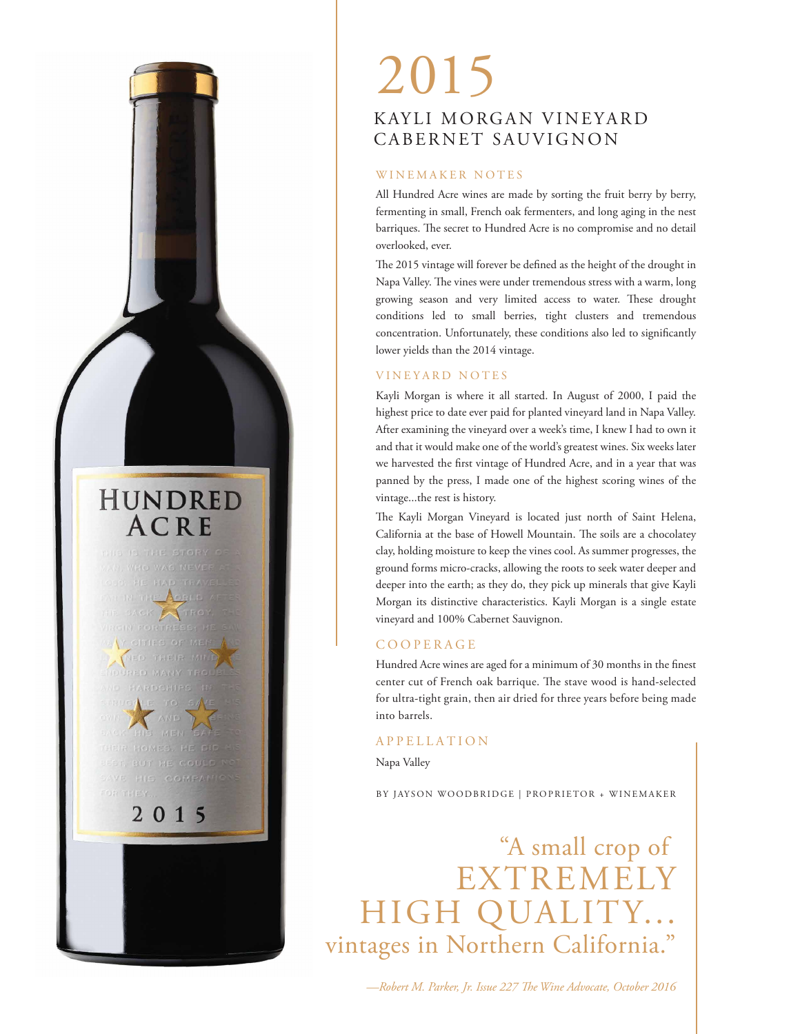# 2015

## KAYLI MORGAN VINEYARD CABERNET SAUVIGNON

### WINEMAKER NOTES

All Hundred Acre wines are made by sorting the fruit berry by berry, fermenting in small, French oak fermenters, and long aging in the nest barriques. The secret to Hundred Acre is no compromise and no detail overlooked, ever.

The 2015 vintage will forever be defined as the height of the drought in Napa Valley. The vines were under tremendous stress with a warm, long growing season and very limited access to water. These drought conditions led to small berries, tight clusters and tremendous concentration. Unfortunately, these conditions also led to significantly lower yields than the 2014 vintage.

### VINEYARD NOTES

Kayli Morgan is where it all started. In August of 2000, I paid the highest price to date ever paid for planted vineyard land in Napa Valley. After examining the vineyard over a week's time, I knew I had to own it and that it would make one of the world's greatest wines. Six weeks later we harvested the first vintage of Hundred Acre, and in a year that was panned by the press, I made one of the highest scoring wines of the vintage...the rest is history.

The Kayli Morgan Vineyard is located just north of Saint Helena, California at the base of Howell Mountain. The soils are a chocolatey clay, holding moisture to keep the vines cool. As summer progresses, the ground forms micro-cracks, allowing the roots to seek water deeper and deeper into the earth; as they do, they pick up minerals that give Kayli Morgan its distinctive characteristics. Kayli Morgan is a single estate vineyard and 100% Cabernet Sauvignon.

### COOPERAGE

Hundred Acre wines are aged for a minimum of 30 months in the finest center cut of French oak barrique. The stave wood is hand-selected for ultra-tight grain, then air dried for three years before being made into barrels.

### APPELLATION

Napa Valley

BY JAYSON WOODBRIDGE | PROPRIETOR + WINEMAKER

"A small crop of EXTREMELY HIGH QUALITY... vintages in Northern California."

*—Robert M. Parker, Jr. Issue 227 The Wine Advocate, October 2016*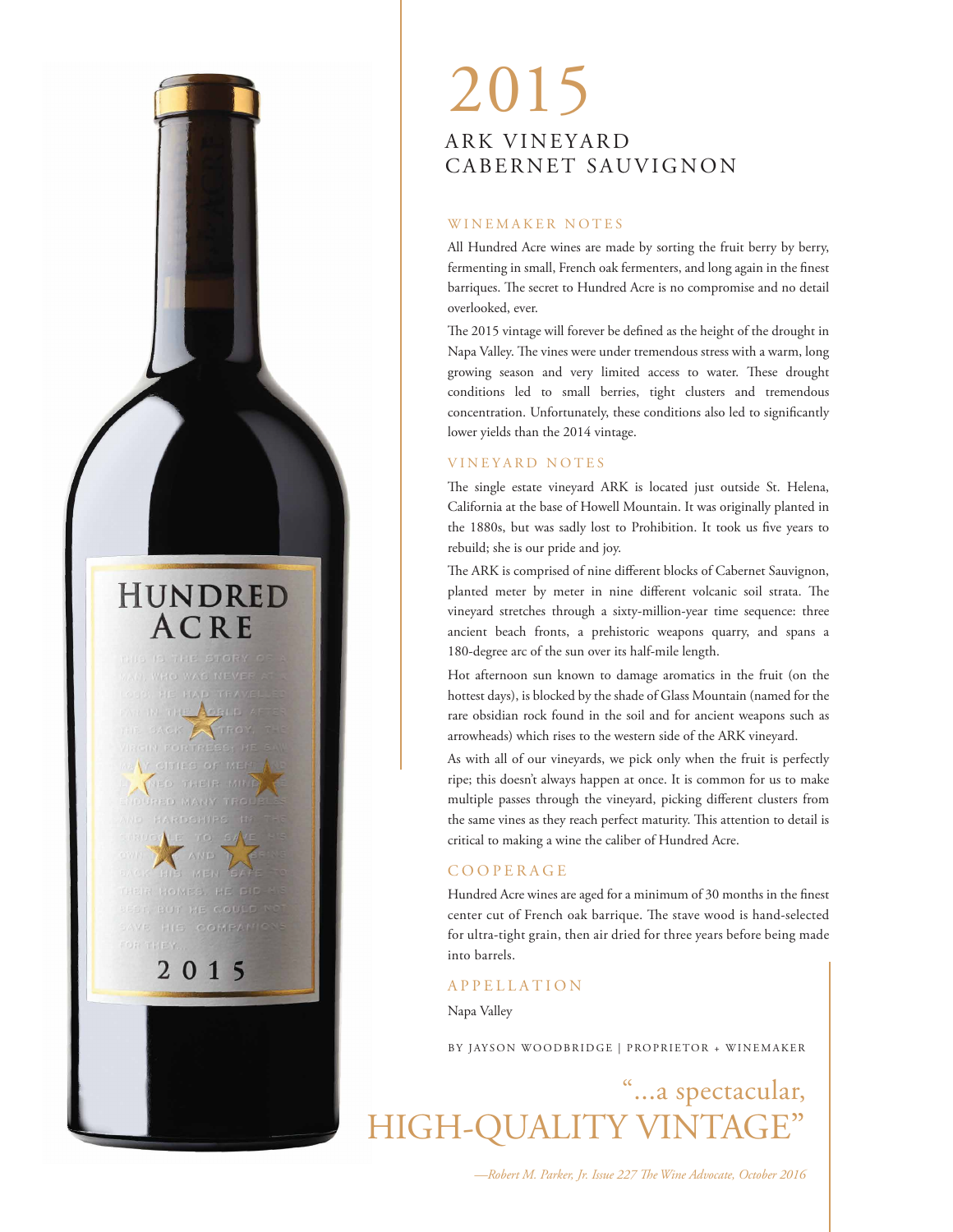# 2015

## ARK VINEYARD CABERNET SAUVIGNON

### WINEMAKER NOTES

All Hundred Acre wines are made by sorting the fruit berry by berry, fermenting in small, French oak fermenters, and long again in the finest barriques. The secret to Hundred Acre is no compromise and no detail overlooked, ever.

The 2015 vintage will forever be defined as the height of the drought in Napa Valley. The vines were under tremendous stress with a warm, long growing season and very limited access to water. These drought conditions led to small berries, tight clusters and tremendous concentration. Unfortunately, these conditions also led to significantly lower yields than the 2014 vintage.

### VINEYARD NOTES

The single estate vineyard ARK is located just outside St. Helena, California at the base of Howell Mountain. It was originally planted in the 1880s, but was sadly lost to Prohibition. It took us five years to rebuild; she is our pride and joy.

The ARK is comprised of nine different blocks of Cabernet Sauvignon, planted meter by meter in nine different volcanic soil strata. The vineyard stretches through a sixty-million-year time sequence: three ancient beach fronts, a prehistoric weapons quarry, and spans a 180-degree arc of the sun over its half-mile length.

Hot afternoon sun known to damage aromatics in the fruit (on the hottest days), is blocked by the shade of Glass Mountain (named for the rare obsidian rock found in the soil and for ancient weapons such as arrowheads) which rises to the western side of the ARK vineyard.

As with all of our vineyards, we pick only when the fruit is perfectly ripe; this doesn't always happen at once. It is common for us to make multiple passes through the vineyard, picking different clusters from the same vines as they reach perfect maturity. This attention to detail is critical to making a wine the caliber of Hundred Acre.

### COOPERAGE

Hundred Acre wines are aged for a minimum of 30 months in the finest center cut of French oak barrique. The stave wood is hand-selected for ultra-tight grain, then air dried for three years before being made into barrels.

### APPELLATION

Napa Valley

BY JAYSON WOODBRIDGE | PROPRIETOR + WINEMAKER

"...a spectacular, HIGH-QUALITY VINTAGE"

*—Robert M. Parker, Jr. Issue 227 The Wine Advocate, October 2016*